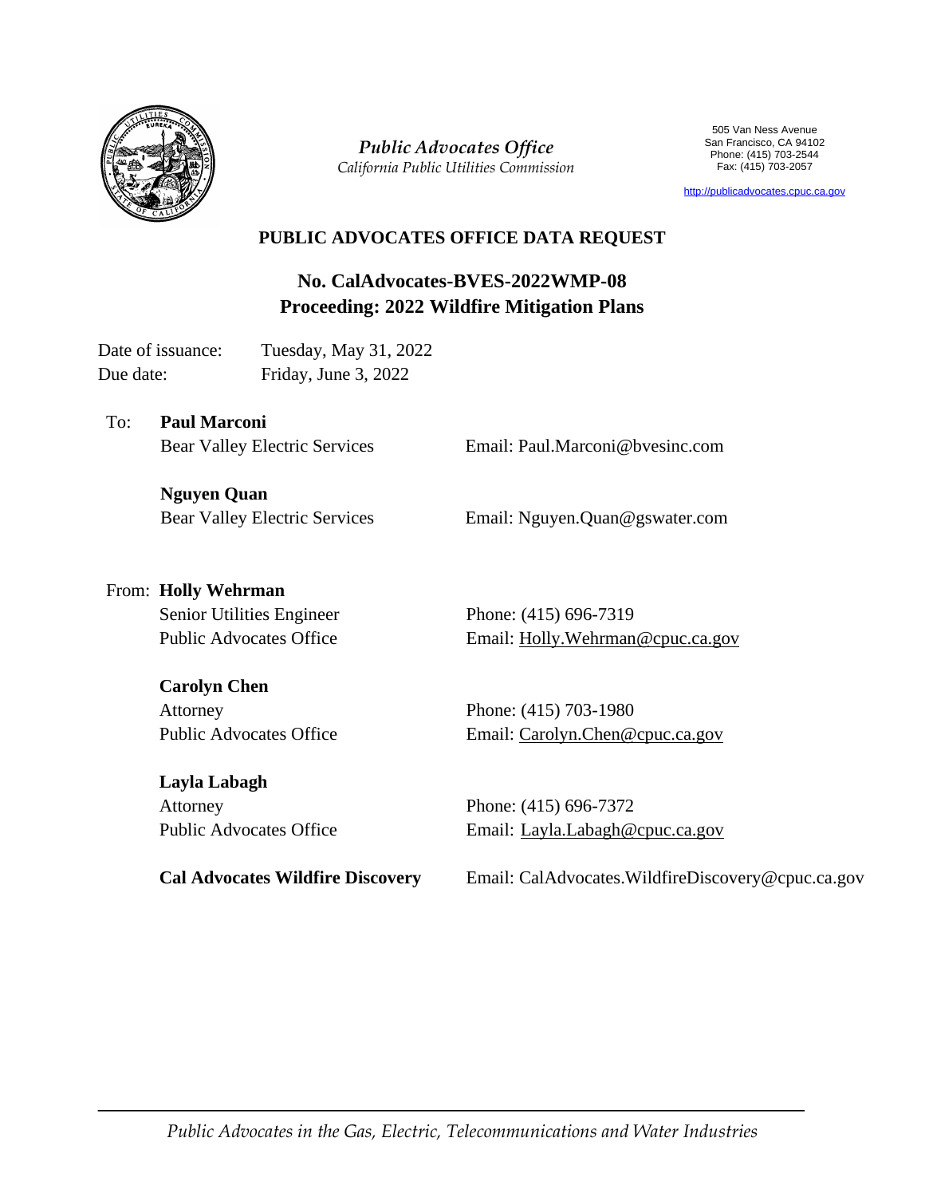*Public Advocates Office*
*California Public Utilities Commission*

505 Van Ness Avenue
San Francisco, CA 94102
Phone: (415) 703-2544
Fax: (415) 703-2057

http://publicadvocates.cpuc.ca.gov

# PUBLIC ADVOCATES OFFICE DATA REQUEST

## No. CalAdvocates-BVES-2022WMP-08
## Proceeding: 2022 Wildfire Mitigation Plans

Date of issuance: Tuesday, May 31, 2022
Due date: Friday, June 3, 2022

To: **Paul Marconi**
Bear Valley Electric Services — Email: Paul.Marconi@bvesinc.com

**Nguyen Quan**
Bear Valley Electric Services — Email: Nguyen.Quan@gswater.com

From: **Holly Wehrman**
Senior Utilities Engineer — Phone: (415) 696-7319
Public Advocates Office — Email: Holly.Wehrman@cpuc.ca.gov

**Carolyn Chen**
Attorney — Phone: (415) 703-1980
Public Advocates Office — Email: Carolyn.Chen@cpuc.ca.gov

**Layla Labagh**
Attorney — Phone: (415) 696-7372
Public Advocates Office — Email: Layla.Labagh@cpuc.ca.gov

**Cal Advocates Wildfire Discovery** — Email: CalAdvocates.WildfireDiscovery@cpuc.ca.gov

*Public Advocates in the Gas, Electric, Telecommunications and Water Industries*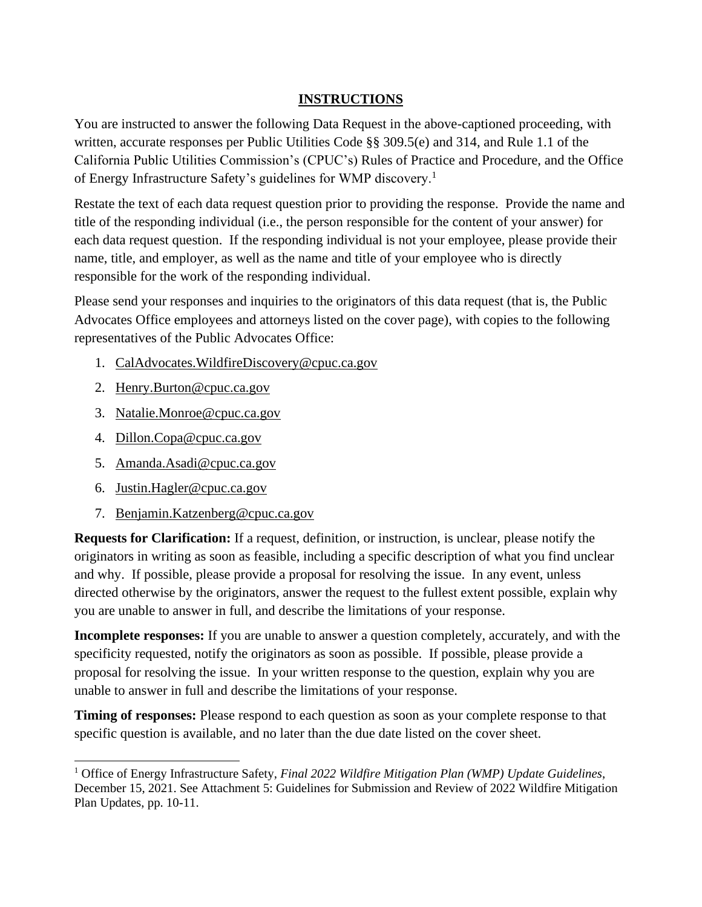## INSTRUCTIONS

You are instructed to answer the following Data Request in the above-captioned proceeding, with written, accurate responses per Public Utilities Code §§ 309.5(e) and 314, and Rule 1.1 of the California Public Utilities Commission's (CPUC's) Rules of Practice and Procedure, and the Office of Energy Infrastructure Safety's guidelines for WMP discovery.[1]

Restate the text of each data request question prior to providing the response. Provide the name and title of the responding individual (i.e., the person responsible for the content of your answer) for each data request question. If the responding individual is not your employee, please provide their name, title, and employer, as well as the name and title of your employee who is directly responsible for the work of the responding individual.

Please send your responses and inquiries to the originators of this data request (that is, the Public Advocates Office employees and attorneys listed on the cover page), with copies to the following representatives of the Public Advocates Office:

1. CalAdvocates.WildfireDiscovery@cpuc.ca.gov
2. Henry.Burton@cpuc.ca.gov
3. Natalie.Monroe@cpuc.ca.gov
4. Dillon.Copa@cpuc.ca.gov
5. Amanda.Asadi@cpuc.ca.gov
6. Justin.Hagler@cpuc.ca.gov
7. Benjamin.Katzenberg@cpuc.ca.gov

**Requests for Clarification:** If a request, definition, or instruction, is unclear, please notify the originators in writing as soon as feasible, including a specific description of what you find unclear and why. If possible, please provide a proposal for resolving the issue. In any event, unless directed otherwise by the originators, answer the request to the fullest extent possible, explain why you are unable to answer in full, and describe the limitations of your response.

**Incomplete responses:** If you are unable to answer a question completely, accurately, and with the specificity requested, notify the originators as soon as possible. If possible, please provide a proposal for resolving the issue. In your written response to the question, explain why you are unable to answer in full and describe the limitations of your response.

**Timing of responses:** Please respond to each question as soon as your complete response to that specific question is available, and no later than the due date listed on the cover sheet.

[1] Office of Energy Infrastructure Safety, *Final 2022 Wildfire Mitigation Plan (WMP) Update Guidelines*, December 15, 2021. See Attachment 5: Guidelines for Submission and Review of 2022 Wildfire Mitigation Plan Updates, pp. 10-11.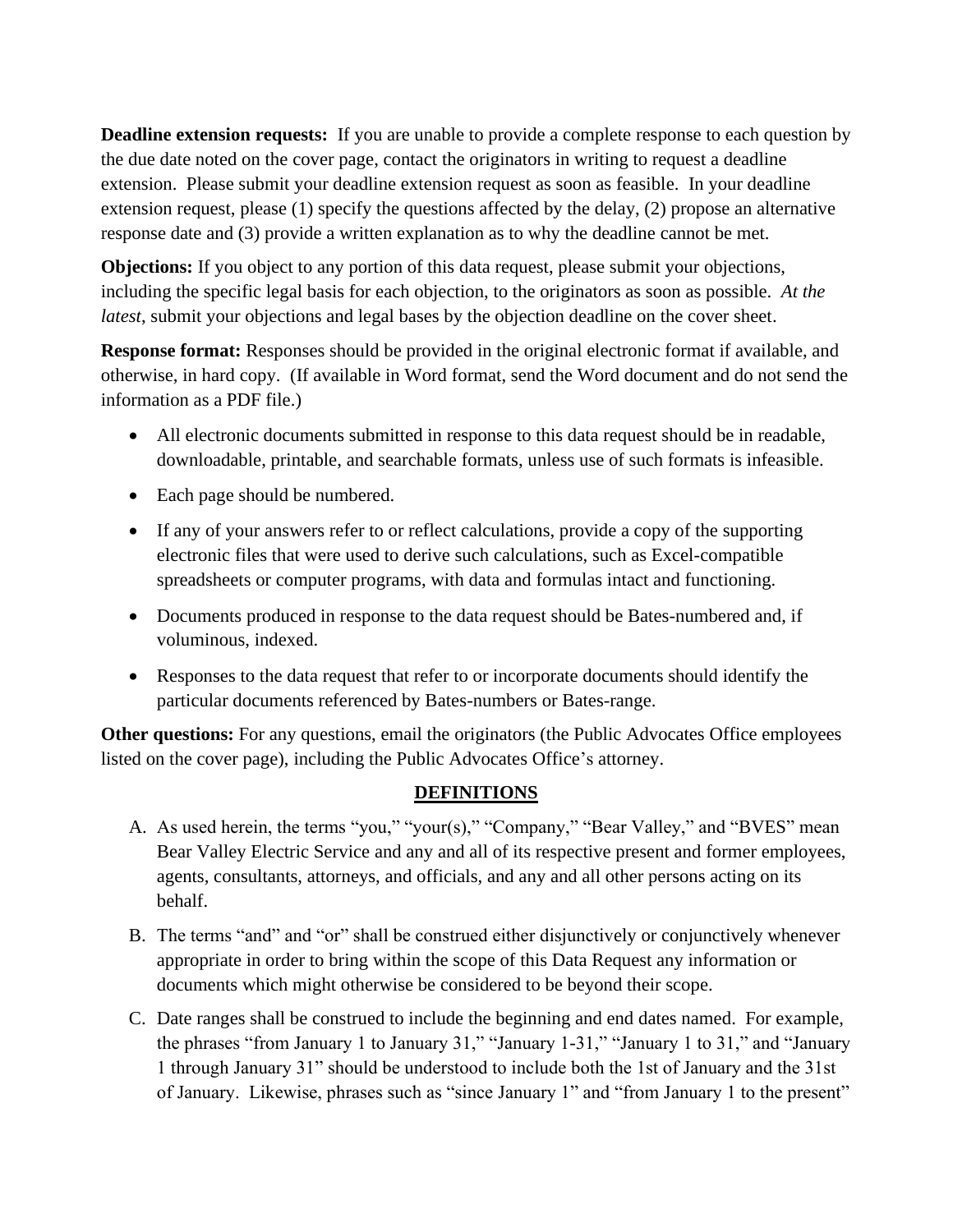**Deadline extension requests:** If you are unable to provide a complete response to each question by the due date noted on the cover page, contact the originators in writing to request a deadline extension. Please submit your deadline extension request as soon as feasible. In your deadline extension request, please (1) specify the questions affected by the delay, (2) propose an alternative response date and (3) provide a written explanation as to why the deadline cannot be met.

**Objections:** If you object to any portion of this data request, please submit your objections, including the specific legal basis for each objection, to the originators as soon as possible. *At the latest*, submit your objections and legal bases by the objection deadline on the cover sheet.

**Response format:** Responses should be provided in the original electronic format if available, and otherwise, in hard copy. (If available in Word format, send the Word document and do not send the information as a PDF file.)

- All electronic documents submitted in response to this data request should be in readable, downloadable, printable, and searchable formats, unless use of such formats is infeasible.
- Each page should be numbered.
- If any of your answers refer to or reflect calculations, provide a copy of the supporting electronic files that were used to derive such calculations, such as Excel-compatible spreadsheets or computer programs, with data and formulas intact and functioning.
- Documents produced in response to the data request should be Bates-numbered and, if voluminous, indexed.
- Responses to the data request that refer to or incorporate documents should identify the particular documents referenced by Bates-numbers or Bates-range.

**Other questions:** For any questions, email the originators (the Public Advocates Office employees listed on the cover page), including the Public Advocates Office's attorney.

## DEFINITIONS

A. As used herein, the terms "you," "your(s)," "Company," "Bear Valley," and "BVES" mean Bear Valley Electric Service and any and all of its respective present and former employees, agents, consultants, attorneys, and officials, and any and all other persons acting on its behalf.

B. The terms "and" and "or" shall be construed either disjunctively or conjunctively whenever appropriate in order to bring within the scope of this Data Request any information or documents which might otherwise be considered to be beyond their scope.

C. Date ranges shall be construed to include the beginning and end dates named. For example, the phrases "from January 1 to January 31," "January 1-31," "January 1 to 31," and "January 1 through January 31" should be understood to include both the 1st of January and the 31st of January. Likewise, phrases such as "since January 1" and "from January 1 to the present"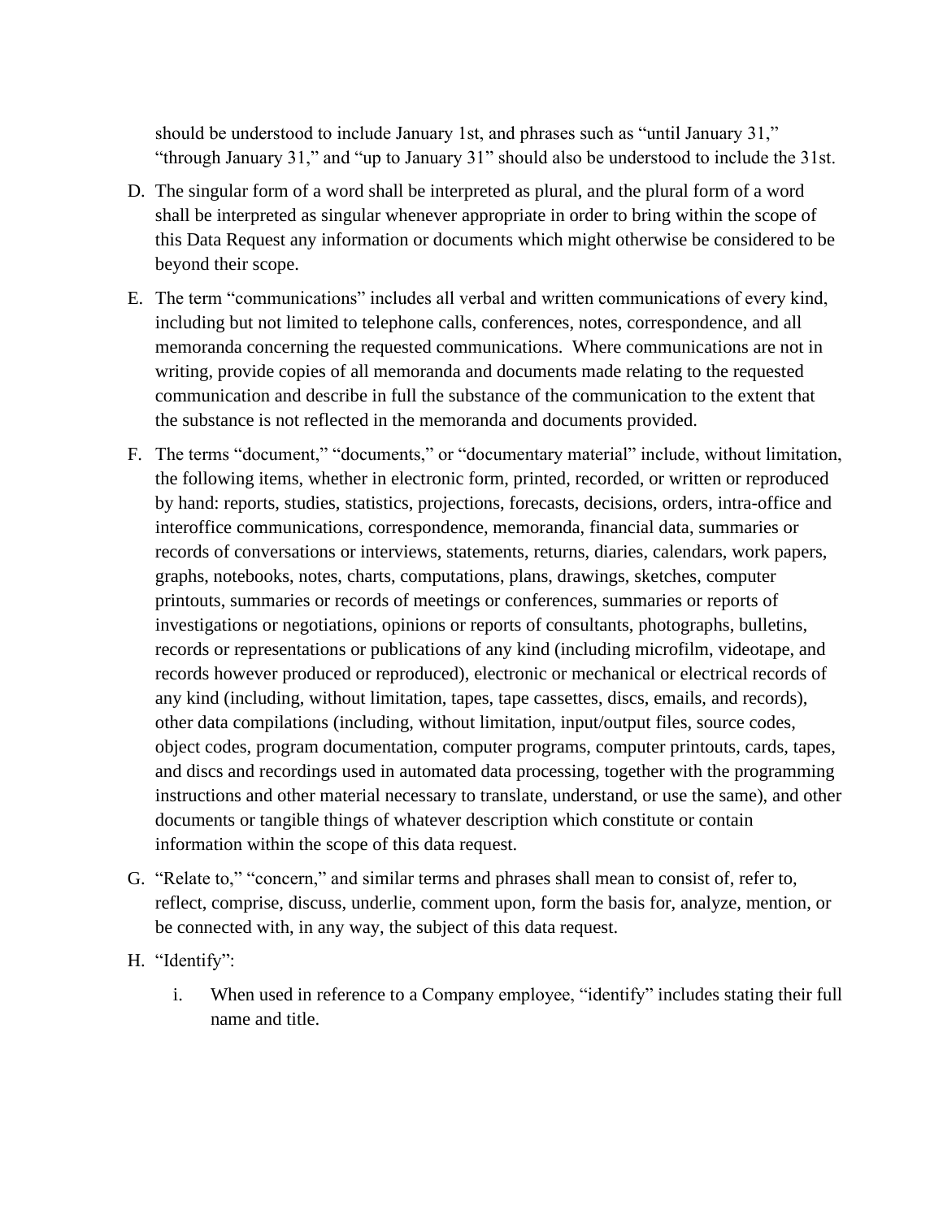should be understood to include January 1st, and phrases such as "until January 31," "through January 31," and "up to January 31" should also be understood to include the 31st.

D. The singular form of a word shall be interpreted as plural, and the plural form of a word shall be interpreted as singular whenever appropriate in order to bring within the scope of this Data Request any information or documents which might otherwise be considered to be beyond their scope.

E. The term "communications" includes all verbal and written communications of every kind, including but not limited to telephone calls, conferences, notes, correspondence, and all memoranda concerning the requested communications. Where communications are not in writing, provide copies of all memoranda and documents made relating to the requested communication and describe in full the substance of the communication to the extent that the substance is not reflected in the memoranda and documents provided.

F. The terms "document," "documents," or "documentary material" include, without limitation, the following items, whether in electronic form, printed, recorded, or written or reproduced by hand: reports, studies, statistics, projections, forecasts, decisions, orders, intra-office and interoffice communications, correspondence, memoranda, financial data, summaries or records of conversations or interviews, statements, returns, diaries, calendars, work papers, graphs, notebooks, notes, charts, computations, plans, drawings, sketches, computer printouts, summaries or records of meetings or conferences, summaries or reports of investigations or negotiations, opinions or reports of consultants, photographs, bulletins, records or representations or publications of any kind (including microfilm, videotape, and records however produced or reproduced), electronic or mechanical or electrical records of any kind (including, without limitation, tapes, tape cassettes, discs, emails, and records), other data compilations (including, without limitation, input/output files, source codes, object codes, program documentation, computer programs, computer printouts, cards, tapes, and discs and recordings used in automated data processing, together with the programming instructions and other material necessary to translate, understand, or use the same), and other documents or tangible things of whatever description which constitute or contain information within the scope of this data request.

G. "Relate to," "concern," and similar terms and phrases shall mean to consist of, refer to, reflect, comprise, discuss, underlie, comment upon, form the basis for, analyze, mention, or be connected with, in any way, the subject of this data request.

H. "Identify":

   i. When used in reference to a Company employee, "identify" includes stating their full name and title.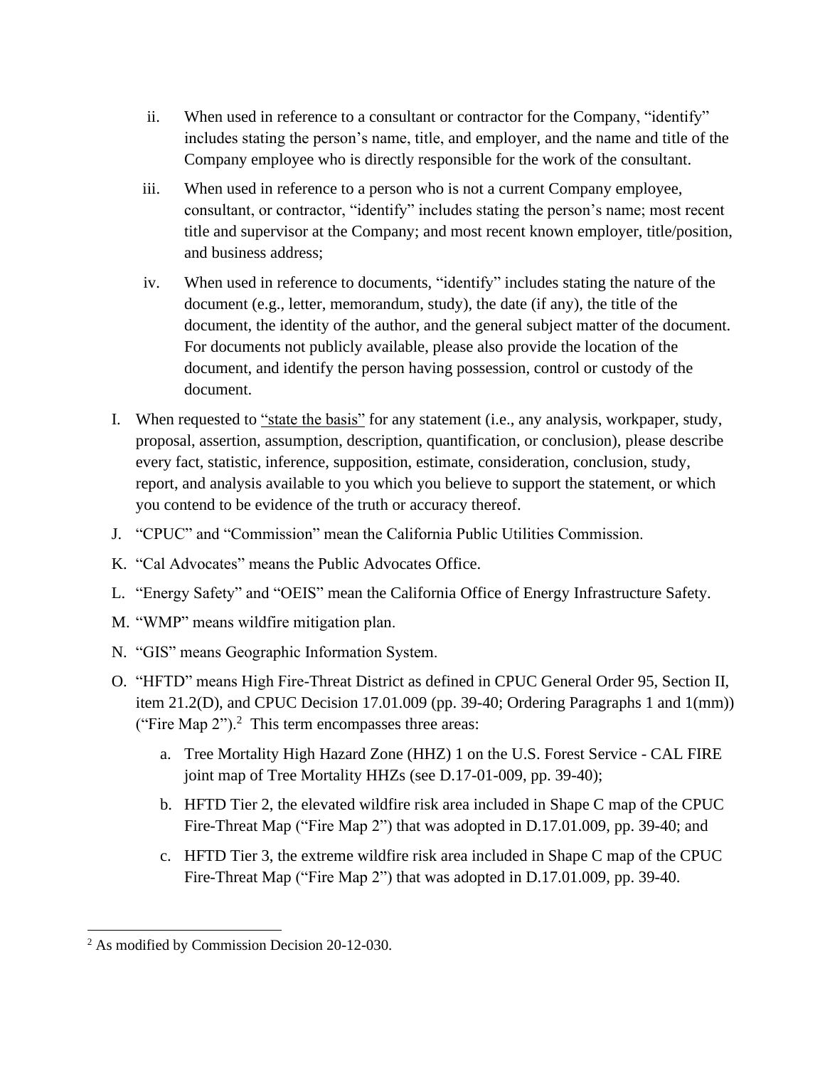ii. When used in reference to a consultant or contractor for the Company, "identify" includes stating the person's name, title, and employer, and the name and title of the Company employee who is directly responsible for the work of the consultant.

iii. When used in reference to a person who is not a current Company employee, consultant, or contractor, "identify" includes stating the person's name; most recent title and supervisor at the Company; and most recent known employer, title/position, and business address;

iv. When used in reference to documents, "identify" includes stating the nature of the document (e.g., letter, memorandum, study), the date (if any), the title of the document, the identity of the author, and the general subject matter of the document. For documents not publicly available, please also provide the location of the document, and identify the person having possession, control or custody of the document.

I. When requested to <u>"state the basis"</u> for any statement (i.e., any analysis, workpaper, study, proposal, assertion, assumption, description, quantification, or conclusion), please describe every fact, statistic, inference, supposition, estimate, consideration, conclusion, study, report, and analysis available to you which you believe to support the statement, or which you contend to be evidence of the truth or accuracy thereof.

J. "CPUC" and "Commission" mean the California Public Utilities Commission.

K. "Cal Advocates" means the Public Advocates Office.

L. "Energy Safety" and "OEIS" mean the California Office of Energy Infrastructure Safety.

M. "WMP" means wildfire mitigation plan.

N. "GIS" means Geographic Information System.

O. "HFTD" means High Fire-Threat District as defined in CPUC General Order 95, Section II, item 21.2(D), and CPUC Decision 17.01.009 (pp. 39-40; Ordering Paragraphs 1 and 1(mm)) ("Fire Map 2").[2] This term encompasses three areas:

   a. Tree Mortality High Hazard Zone (HHZ) 1 on the U.S. Forest Service - CAL FIRE joint map of Tree Mortality HHZs (see D.17-01-009, pp. 39-40);

   b. HFTD Tier 2, the elevated wildfire risk area included in Shape C map of the CPUC Fire-Threat Map ("Fire Map 2") that was adopted in D.17.01.009, pp. 39-40; and

   c. HFTD Tier 3, the extreme wildfire risk area included in Shape C map of the CPUC Fire-Threat Map ("Fire Map 2") that was adopted in D.17.01.009, pp. 39-40.

[2] As modified by Commission Decision 20-12-030.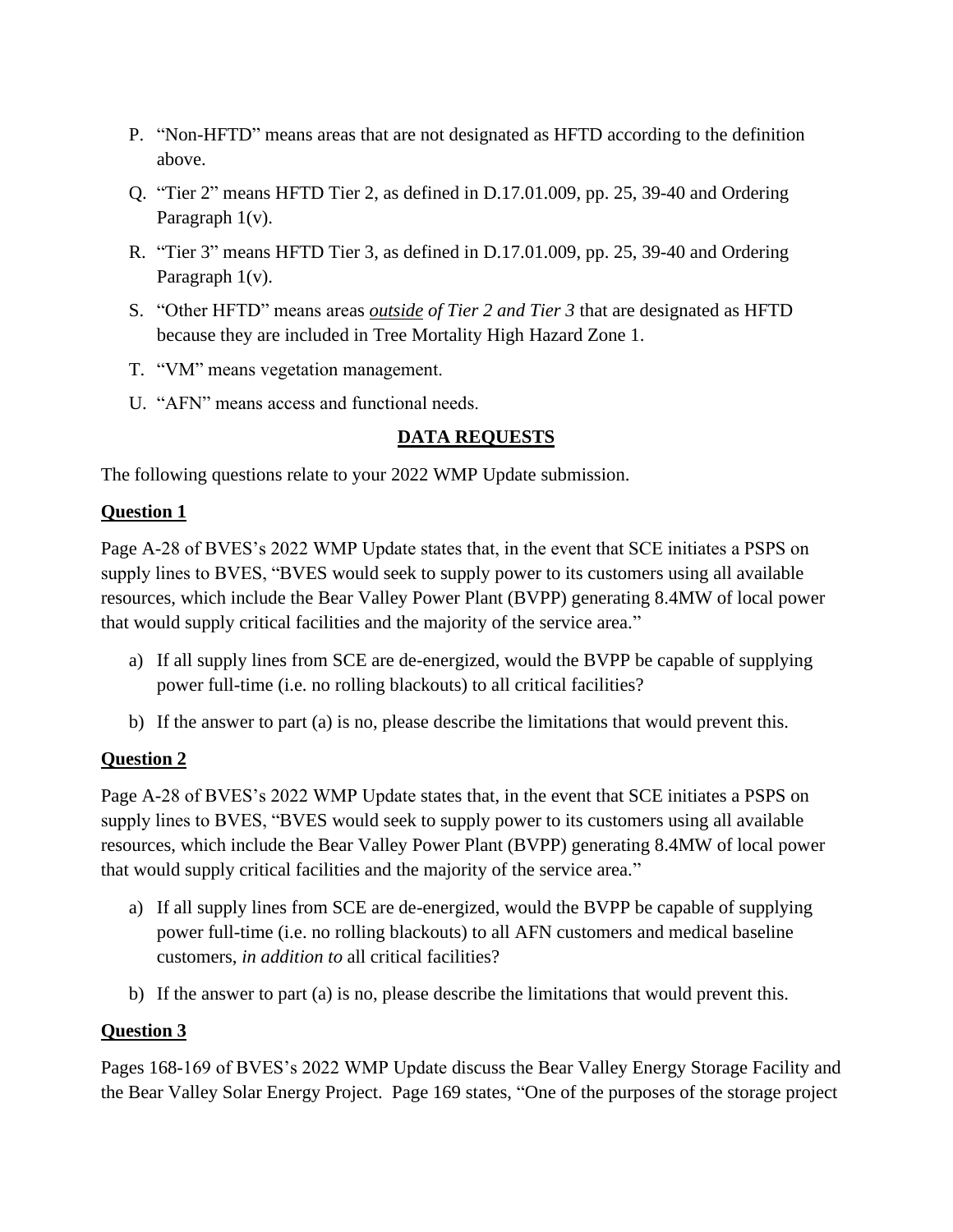P. "Non-HFTD" means areas that are not designated as HFTD according to the definition above.

Q. "Tier 2" means HFTD Tier 2, as defined in D.17.01.009, pp. 25, 39-40 and Ordering Paragraph 1(v).

R. "Tier 3" means HFTD Tier 3, as defined in D.17.01.009, pp. 25, 39-40 and Ordering Paragraph 1(v).

S. "Other HFTD" means areas ***outside*** *of Tier 2 and Tier 3* that are designated as HFTD because they are included in Tree Mortality High Hazard Zone 1.

T. "VM" means vegetation management.

U. "AFN" means access and functional needs.

## DATA REQUESTS

The following questions relate to your 2022 WMP Update submission.

### Question 1

Page A-28 of BVES's 2022 WMP Update states that, in the event that SCE initiates a PSPS on supply lines to BVES, "BVES would seek to supply power to its customers using all available resources, which include the Bear Valley Power Plant (BVPP) generating 8.4MW of local power that would supply critical facilities and the majority of the service area."

a) If all supply lines from SCE are de-energized, would the BVPP be capable of supplying power full-time (i.e. no rolling blackouts) to all critical facilities?

b) If the answer to part (a) is no, please describe the limitations that would prevent this.

### Question 2

Page A-28 of BVES's 2022 WMP Update states that, in the event that SCE initiates a PSPS on supply lines to BVES, "BVES would seek to supply power to its customers using all available resources, which include the Bear Valley Power Plant (BVPP) generating 8.4MW of local power that would supply critical facilities and the majority of the service area."

a) If all supply lines from SCE are de-energized, would the BVPP be capable of supplying power full-time (i.e. no rolling blackouts) to all AFN customers and medical baseline customers, *in addition to* all critical facilities?

b) If the answer to part (a) is no, please describe the limitations that would prevent this.

### Question 3

Pages 168-169 of BVES's 2022 WMP Update discuss the Bear Valley Energy Storage Facility and the Bear Valley Solar Energy Project. Page 169 states, "One of the purposes of the storage project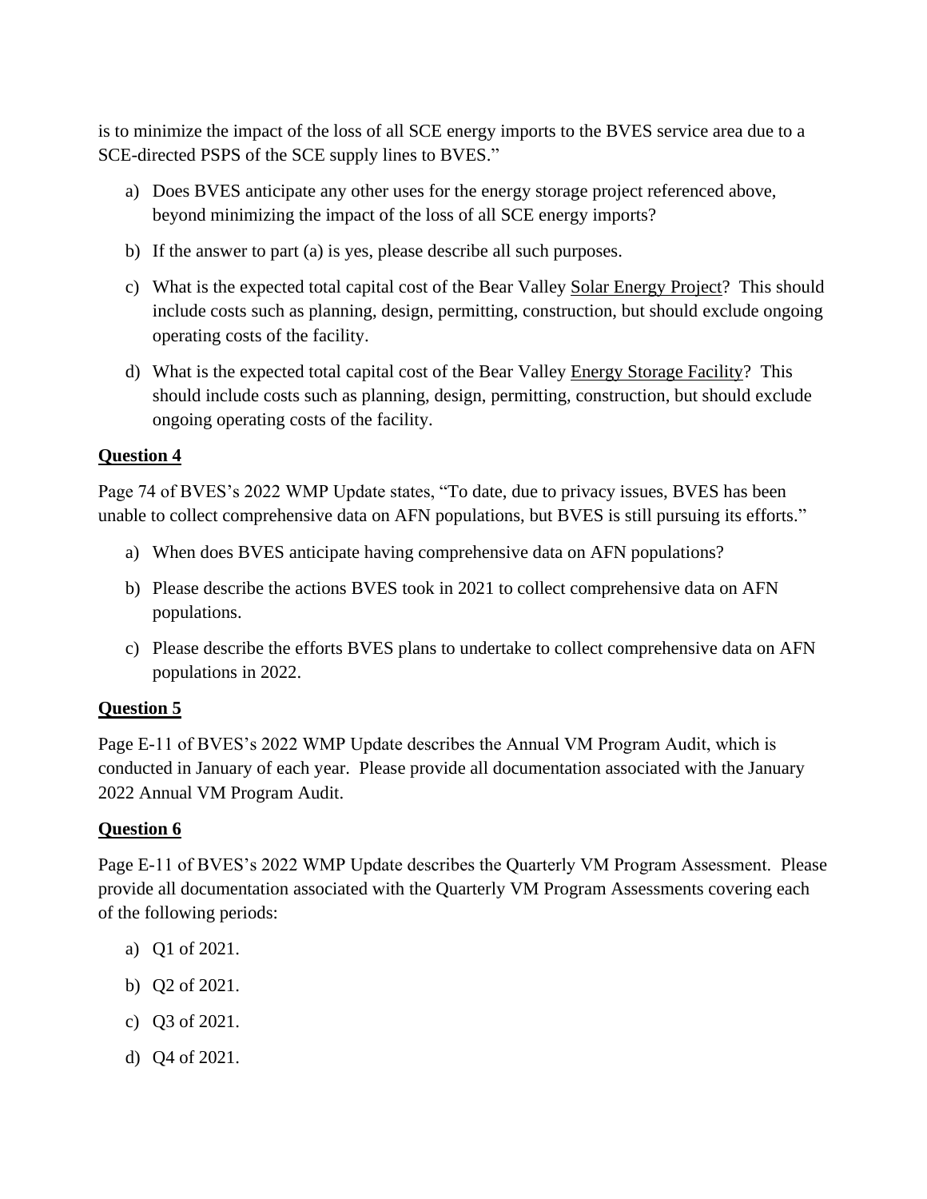is to minimize the impact of the loss of all SCE energy imports to the BVES service area due to a SCE-directed PSPS of the SCE supply lines to BVES."

a) Does BVES anticipate any other uses for the energy storage project referenced above, beyond minimizing the impact of the loss of all SCE energy imports?

b) If the answer to part (a) is yes, please describe all such purposes.

c) What is the expected total capital cost of the Bear Valley <u>Solar Energy Project</u>? This should include costs such as planning, design, permitting, construction, but should exclude ongoing operating costs of the facility.

d) What is the expected total capital cost of the Bear Valley <u>Energy Storage Facility</u>? This should include costs such as planning, design, permitting, construction, but should exclude ongoing operating costs of the facility.

**<u>Question 4</u>**

Page 74 of BVES's 2022 WMP Update states, "To date, due to privacy issues, BVES has been unable to collect comprehensive data on AFN populations, but BVES is still pursuing its efforts."

a) When does BVES anticipate having comprehensive data on AFN populations?

b) Please describe the actions BVES took in 2021 to collect comprehensive data on AFN populations.

c) Please describe the efforts BVES plans to undertake to collect comprehensive data on AFN populations in 2022.

**<u>Question 5</u>**

Page E-11 of BVES's 2022 WMP Update describes the Annual VM Program Audit, which is conducted in January of each year. Please provide all documentation associated with the January 2022 Annual VM Program Audit.

**<u>Question 6</u>**

Page E-11 of BVES's 2022 WMP Update describes the Quarterly VM Program Assessment. Please provide all documentation associated with the Quarterly VM Program Assessments covering each of the following periods:

a) Q1 of 2021.

b) Q2 of 2021.

c) Q3 of 2021.

d) Q4 of 2021.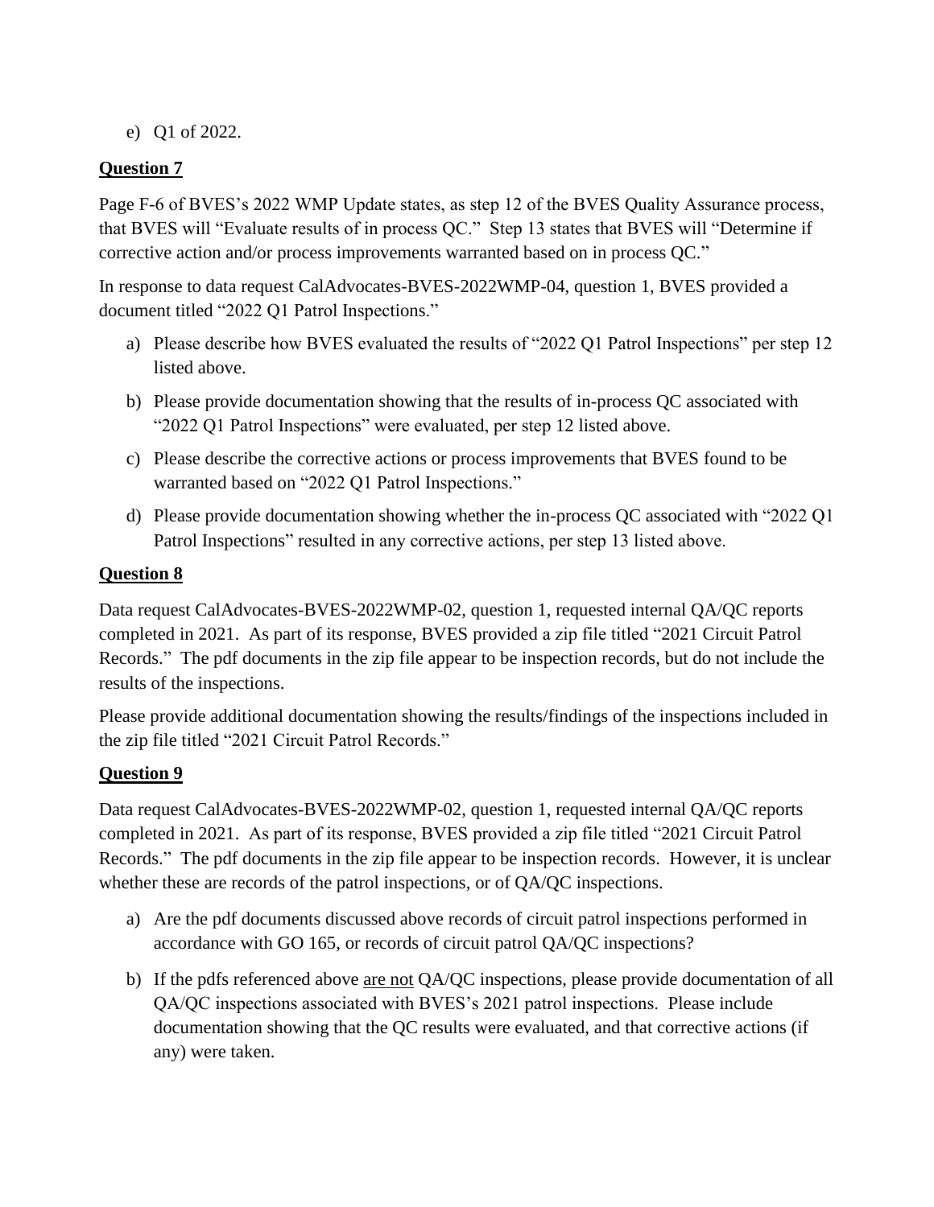e) Q1 of 2022.

**Question 7**

Page F-6 of BVES's 2022 WMP Update states, as step 12 of the BVES Quality Assurance process, that BVES will "Evaluate results of in process QC." Step 13 states that BVES will "Determine if corrective action and/or process improvements warranted based on in process QC."

In response to data request CalAdvocates-BVES-2022WMP-04, question 1, BVES provided a document titled "2022 Q1 Patrol Inspections."

a) Please describe how BVES evaluated the results of "2022 Q1 Patrol Inspections" per step 12 listed above.

b) Please provide documentation showing that the results of in-process QC associated with "2022 Q1 Patrol Inspections" were evaluated, per step 12 listed above.

c) Please describe the corrective actions or process improvements that BVES found to be warranted based on "2022 Q1 Patrol Inspections."

d) Please provide documentation showing whether the in-process QC associated with "2022 Q1 Patrol Inspections" resulted in any corrective actions, per step 13 listed above.

**Question 8**

Data request CalAdvocates-BVES-2022WMP-02, question 1, requested internal QA/QC reports completed in 2021. As part of its response, BVES provided a zip file titled "2021 Circuit Patrol Records." The pdf documents in the zip file appear to be inspection records, but do not include the results of the inspections.

Please provide additional documentation showing the results/findings of the inspections included in the zip file titled "2021 Circuit Patrol Records."

**Question 9**

Data request CalAdvocates-BVES-2022WMP-02, question 1, requested internal QA/QC reports completed in 2021. As part of its response, BVES provided a zip file titled "2021 Circuit Patrol Records." The pdf documents in the zip file appear to be inspection records. However, it is unclear whether these are records of the patrol inspections, or of QA/QC inspections.

a) Are the pdf documents discussed above records of circuit patrol inspections performed in accordance with GO 165, or records of circuit patrol QA/QC inspections?

b) If the pdfs referenced above <u>are not</u> QA/QC inspections, please provide documentation of all QA/QC inspections associated with BVES's 2021 patrol inspections. Please include documentation showing that the QC results were evaluated, and that corrective actions (if any) were taken.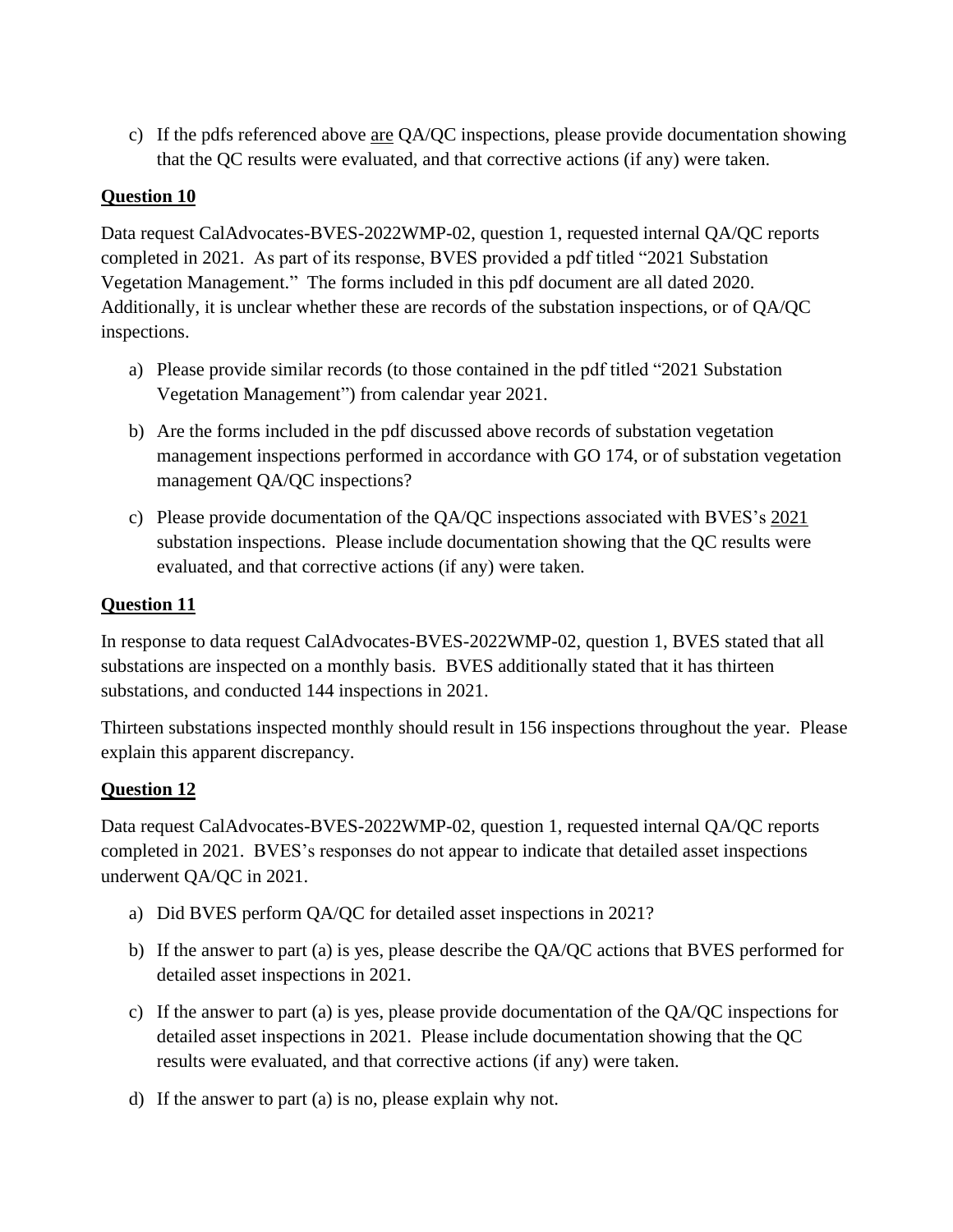c) If the pdfs referenced above <u>are</u> QA/QC inspections, please provide documentation showing that the QC results were evaluated, and that corrective actions (if any) were taken.

**<u>Question 10</u>**

Data request CalAdvocates-BVES-2022WMP-02, question 1, requested internal QA/QC reports completed in 2021. As part of its response, BVES provided a pdf titled "2021 Substation Vegetation Management." The forms included in this pdf document are all dated 2020. Additionally, it is unclear whether these are records of the substation inspections, or of QA/QC inspections.

a) Please provide similar records (to those contained in the pdf titled "2021 Substation Vegetation Management") from calendar year 2021.

b) Are the forms included in the pdf discussed above records of substation vegetation management inspections performed in accordance with GO 174, or of substation vegetation management QA/QC inspections?

c) Please provide documentation of the QA/QC inspections associated with BVES's <u>2021</u> substation inspections. Please include documentation showing that the QC results were evaluated, and that corrective actions (if any) were taken.

**<u>Question 11</u>**

In response to data request CalAdvocates-BVES-2022WMP-02, question 1, BVES stated that all substations are inspected on a monthly basis. BVES additionally stated that it has thirteen substations, and conducted 144 inspections in 2021.

Thirteen substations inspected monthly should result in 156 inspections throughout the year. Please explain this apparent discrepancy.

**<u>Question 12</u>**

Data request CalAdvocates-BVES-2022WMP-02, question 1, requested internal QA/QC reports completed in 2021. BVES's responses do not appear to indicate that detailed asset inspections underwent QA/QC in 2021.

a) Did BVES perform QA/QC for detailed asset inspections in 2021?

b) If the answer to part (a) is yes, please describe the QA/QC actions that BVES performed for detailed asset inspections in 2021.

c) If the answer to part (a) is yes, please provide documentation of the QA/QC inspections for detailed asset inspections in 2021. Please include documentation showing that the QC results were evaluated, and that corrective actions (if any) were taken.

d) If the answer to part (a) is no, please explain why not.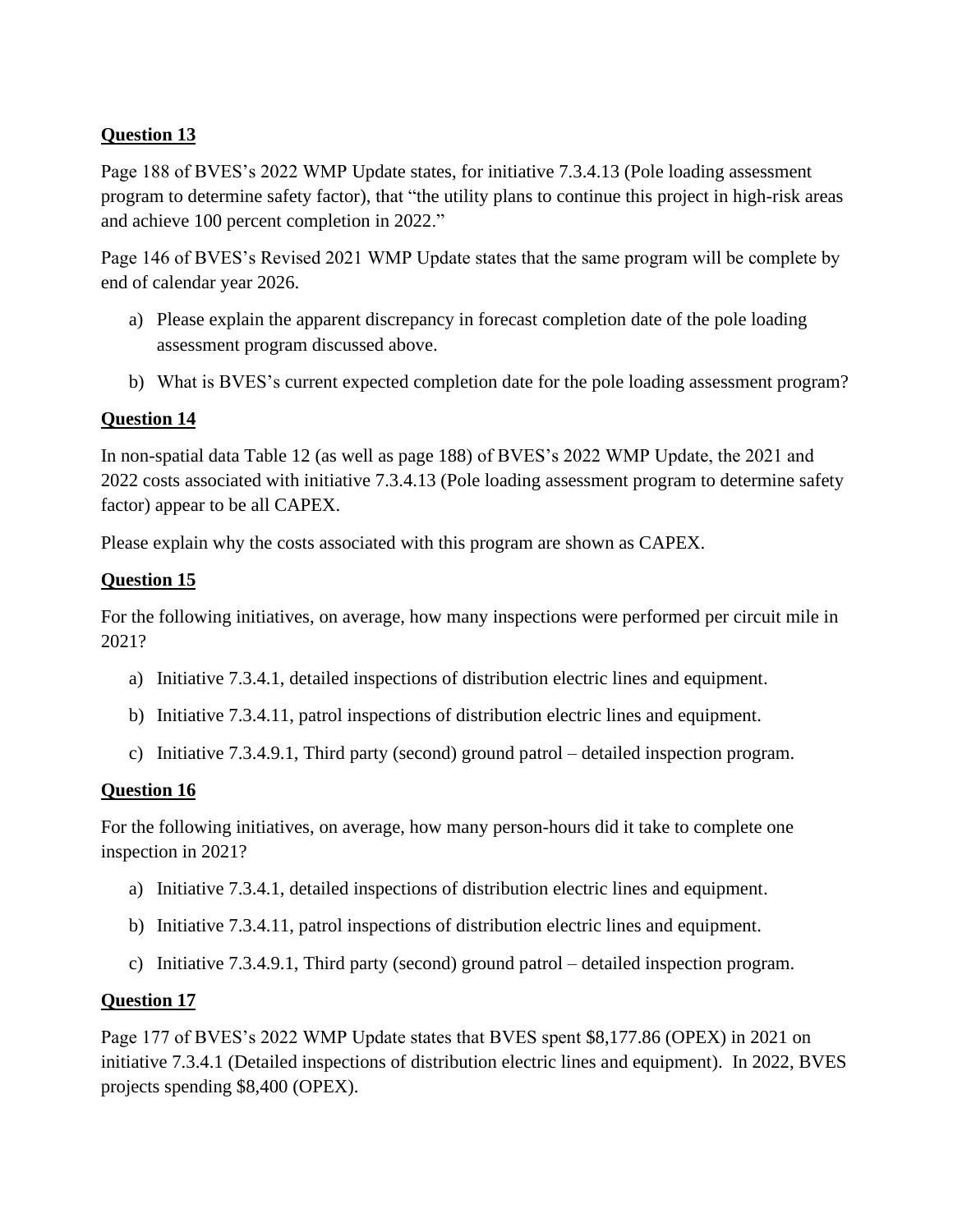**Question 13**

Page 188 of BVES's 2022 WMP Update states, for initiative 7.3.4.13 (Pole loading assessment program to determine safety factor), that "the utility plans to continue this project in high-risk areas and achieve 100 percent completion in 2022."

Page 146 of BVES's Revised 2021 WMP Update states that the same program will be complete by end of calendar year 2026.

a) Please explain the apparent discrepancy in forecast completion date of the pole loading assessment program discussed above.

b) What is BVES's current expected completion date for the pole loading assessment program?

**Question 14**

In non-spatial data Table 12 (as well as page 188) of BVES's 2022 WMP Update, the 2021 and 2022 costs associated with initiative 7.3.4.13 (Pole loading assessment program to determine safety factor) appear to be all CAPEX.

Please explain why the costs associated with this program are shown as CAPEX.

**Question 15**

For the following initiatives, on average, how many inspections were performed per circuit mile in 2021?

a) Initiative 7.3.4.1, detailed inspections of distribution electric lines and equipment.

b) Initiative 7.3.4.11, patrol inspections of distribution electric lines and equipment.

c) Initiative 7.3.4.9.1, Third party (second) ground patrol – detailed inspection program.

**Question 16**

For the following initiatives, on average, how many person-hours did it take to complete one inspection in 2021?

a) Initiative 7.3.4.1, detailed inspections of distribution electric lines and equipment.

b) Initiative 7.3.4.11, patrol inspections of distribution electric lines and equipment.

c) Initiative 7.3.4.9.1, Third party (second) ground patrol – detailed inspection program.

**Question 17**

Page 177 of BVES's 2022 WMP Update states that BVES spent $8,177.86 (OPEX) in 2021 on initiative 7.3.4.1 (Detailed inspections of distribution electric lines and equipment). In 2022, BVES projects spending $8,400 (OPEX).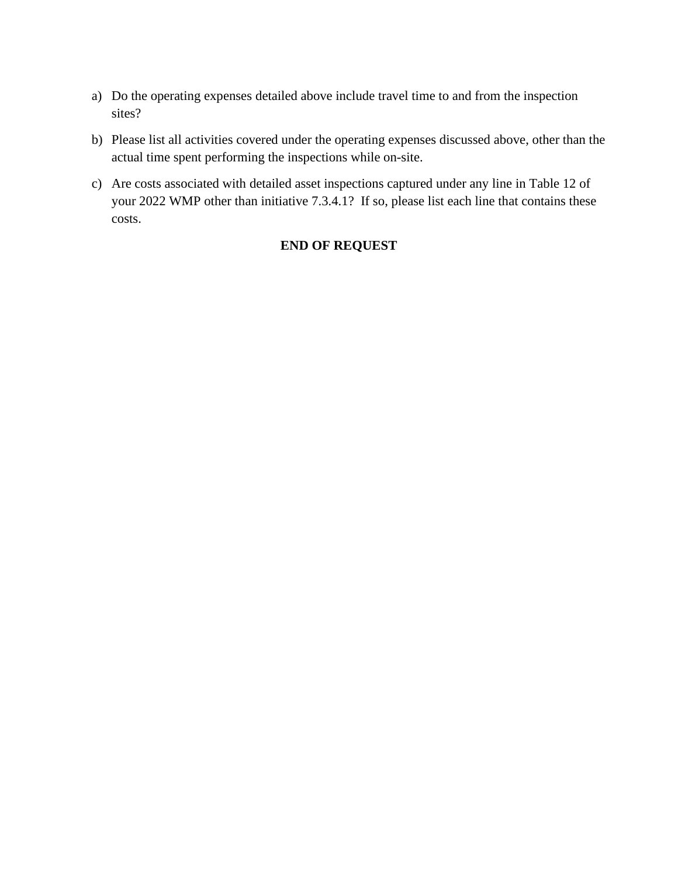a) Do the operating expenses detailed above include travel time to and from the inspection sites?

b) Please list all activities covered under the operating expenses discussed above, other than the actual time spent performing the inspections while on-site.

c) Are costs associated with detailed asset inspections captured under any line in Table 12 of your 2022 WMP other than initiative 7.3.4.1? If so, please list each line that contains these costs.

**END OF REQUEST**